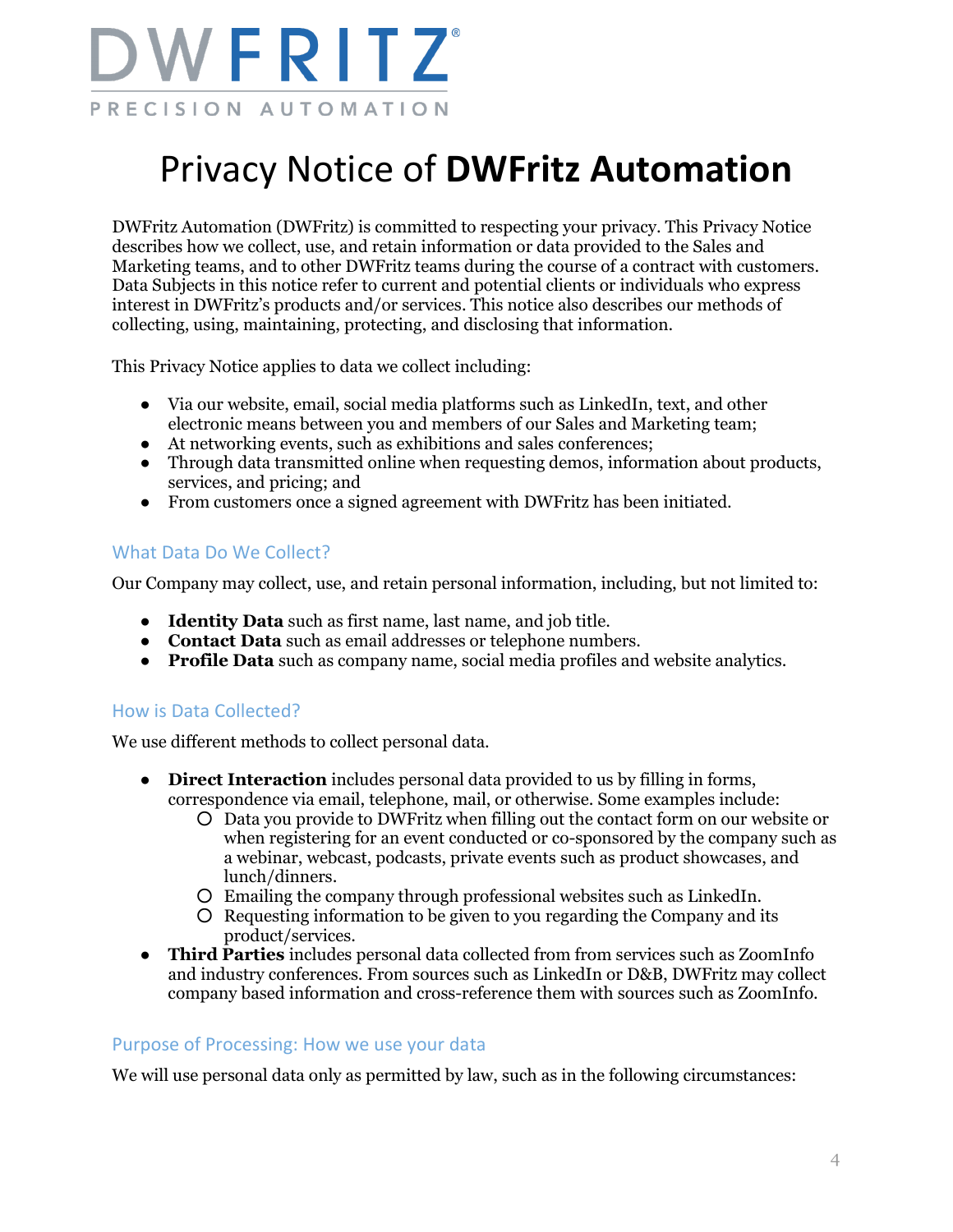DWFRITZ®

PRECISION AUTOMATION

# Privacy Notice of **DWFritz Automation**

DWFritz Automation (DWFritz) is committed to respecting your privacy. This Privacy Notice describes how we collect, use, and retain information or data provided to the Sales and Marketing teams, and to other DWFritz teams during the course of a contract with customers. Data Subjects in this notice refer to current and potential clients or individuals who express interest in DWFritz's products and/or services. This notice also describes our methods of collecting, using, maintaining, protecting, and disclosing that information.

This Privacy Notice applies to data we collect including:

- Via our website, email, social media platforms such as LinkedIn, text, and other electronic means between you and members of our Sales and Marketing team;
- At networking events, such as exhibitions and sales conferences;
- Through data transmitted online when requesting demos, information about products, services, and pricing; and
- From customers once a signed agreement with DWFritz has been initiated.

## What Data Do We Collect?

Our Company may collect, use, and retain personal information, including, but not limited to:

- **Identity Data** such as first name, last name, and job title.
- **Contact Data** such as email addresses or telephone numbers.
- **Profile Data** such as company name, social media profiles and website analytics.

## How is Data Collected?

We use different methods to collect personal data.

- **Direct Interaction** includes personal data provided to us by filling in forms, correspondence via email, telephone, mail, or otherwise. Some examples include:
  - Data you provide to DWFritz when filling out the contact form on our website or when registering for an event conducted or co-sponsored by the company such as a webinar, webcast, podcasts, private events such as product showcases, and lunch/dinners.
  - Emailing the company through professional websites such as LinkedIn.
  - Requesting information to be given to you regarding the Company and its product/services.
- **Third Parties** includes personal data collected from from services such as ZoomInfo and industry conferences. From sources such as LinkedIn or D&B, DWFritz may collect company based information and cross-reference them with sources such as ZoomInfo.

## Purpose of Processing: How we use your data

We will use personal data only as permitted by law, such as in the following circumstances: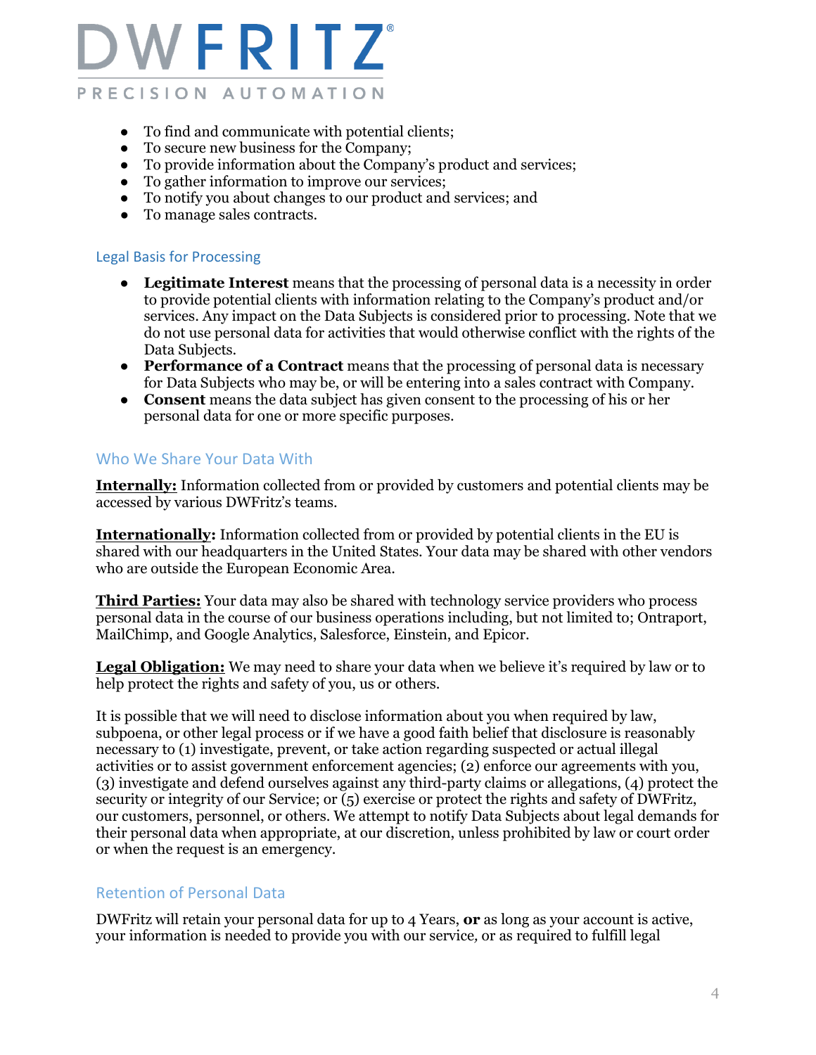- To find and communicate with potential clients;
- To secure new business for the Company;
- To provide information about the Company's product and services;
- To gather information to improve our services;
- To notify you about changes to our product and services; and
- To manage sales contracts.

### Legal Basis for Processing

- **Legitimate Interest** means that the processing of personal data is a necessity in order to provide potential clients with information relating to the Company's product and/or services. Any impact on the Data Subjects is considered prior to processing. Note that we do not use personal data for activities that would otherwise conflict with the rights of the Data Subjects.
- **Performance of a Contract** means that the processing of personal data is necessary for Data Subjects who may be, or will be entering into a sales contract with Company.
- **Consent** means the data subject has given consent to the processing of his or her personal data for one or more specific purposes.

## Who We Share Your Data With

**Internally:** Information collected from or provided by customers and potential clients may be accessed by various DWFritz's teams.

**Internationally:** Information collected from or provided by potential clients in the EU is shared with our headquarters in the United States. Your data may be shared with other vendors who are outside the European Economic Area.

**Third Parties:** Your data may also be shared with technology service providers who process personal data in the course of our business operations including, but not limited to; Ontraport, MailChimp, and Google Analytics, Salesforce, Einstein, and Epicor.

**Legal Obligation:** We may need to share your data when we believe it's required by law or to help protect the rights and safety of you, us or others.

It is possible that we will need to disclose information about you when required by law, subpoena, or other legal process or if we have a good faith belief that disclosure is reasonably necessary to (1) investigate, prevent, or take action regarding suspected or actual illegal activities or to assist government enforcement agencies; (2) enforce our agreements with you, (3) investigate and defend ourselves against any third-party claims or allegations, (4) protect the security or integrity of our Service; or (5) exercise or protect the rights and safety of DWFritz, our customers, personnel, or others. We attempt to notify Data Subjects about legal demands for their personal data when appropriate, at our discretion, unless prohibited by law or court order or when the request is an emergency.

## Retention of Personal Data

DWFritz will retain your personal data for up to 4 Years, **or** as long as your account is active, your information is needed to provide you with our service, or as required to fulfill legal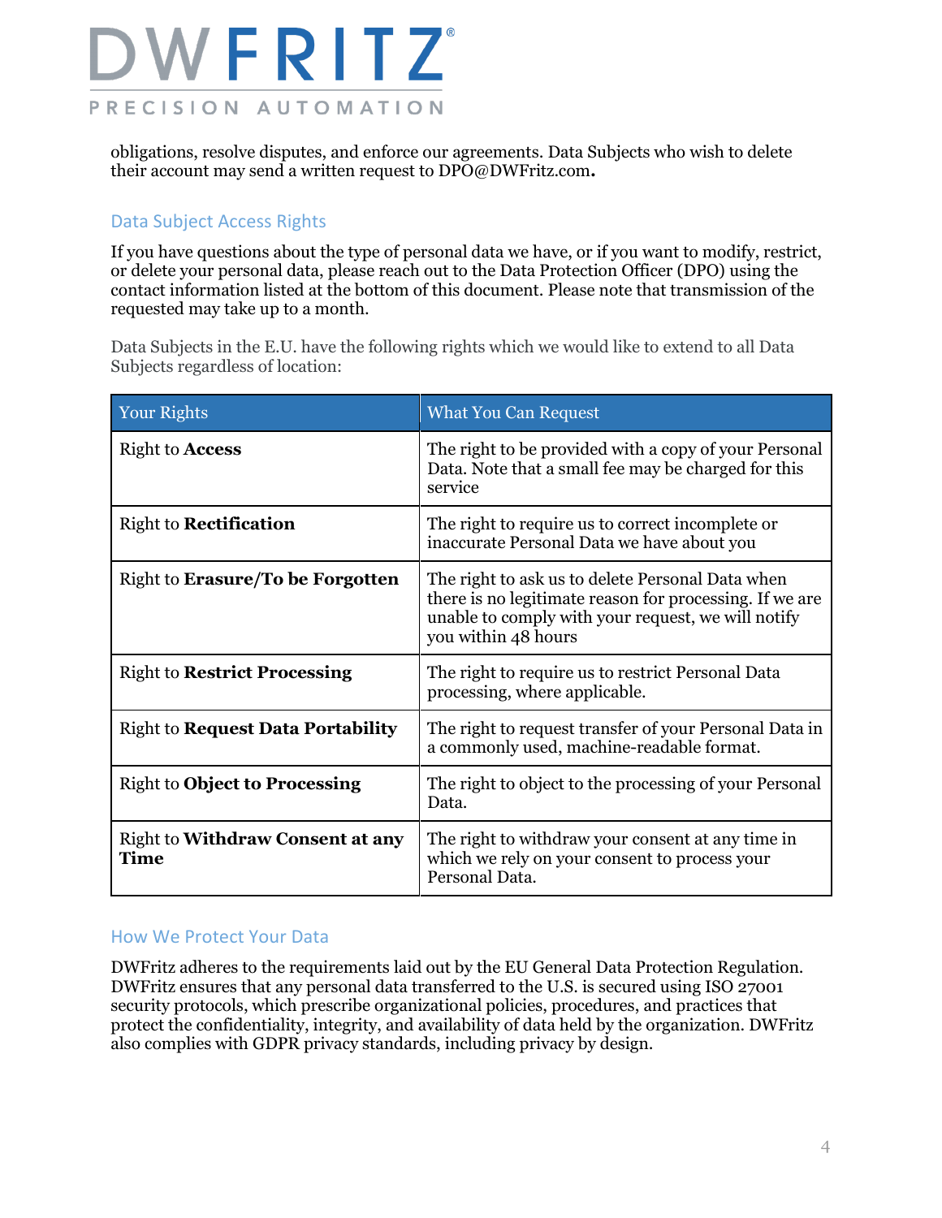obligations, resolve disputes, and enforce our agreements. Data Subjects who wish to delete their account may send a written request to DPO@DWFritz.com**.**

## Data Subject Access Rights

If you have questions about the type of personal data we have, or if you want to modify, restrict, or delete your personal data, please reach out to the Data Protection Officer (DPO) using the contact information listed at the bottom of this document. Please note that transmission of the requested may take up to a month.

Data Subjects in the E.U. have the following rights which we would like to extend to all Data Subjects regardless of location:

| Your Rights | What You Can Request |
|---|---|
| Right to **Access** | The right to be provided with a copy of your Personal Data. Note that a small fee may be charged for this service |
| Right to **Rectification** | The right to require us to correct incomplete or inaccurate Personal Data we have about you |
| Right to **Erasure/To be Forgotten** | The right to ask us to delete Personal Data when there is no legitimate reason for processing. If we are unable to comply with your request, we will notify you within 48 hours |
| Right to **Restrict Processing** | The right to require us to restrict Personal Data processing, where applicable. |
| Right to **Request Data Portability** | The right to request transfer of your Personal Data in a commonly used, machine-readable format. |
| Right to **Object to Processing** | The right to object to the processing of your Personal Data. |
| Right to **Withdraw Consent at any Time** | The right to withdraw your consent at any time in which we rely on your consent to process your Personal Data. |

## How We Protect Your Data

DWFritz adheres to the requirements laid out by the EU General Data Protection Regulation. DWFritz ensures that any personal data transferred to the U.S. is secured using ISO 27001 security protocols, which prescribe organizational policies, procedures, and practices that protect the confidentiality, integrity, and availability of data held by the organization. DWFritz also complies with GDPR privacy standards, including privacy by design.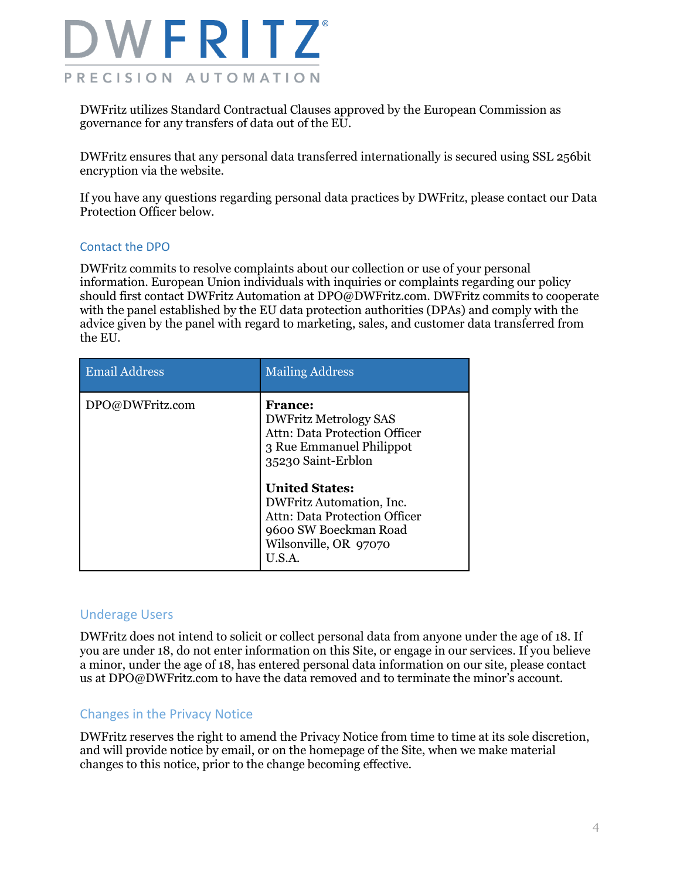DWFritz utilizes Standard Contractual Clauses approved by the European Commission as governance for any transfers of data out of the EU.

DWFritz ensures that any personal data transferred internationally is secured using SSL 256bit encryption via the website.

If you have any questions regarding personal data practices by DWFritz, please contact our Data Protection Officer below.

## Contact the DPO

DWFritz commits to resolve complaints about our collection or use of your personal information. European Union individuals with inquiries or complaints regarding our policy should first contact DWFritz Automation at DPO@DWFritz.com. DWFritz commits to cooperate with the panel established by the EU data protection authorities (DPAs) and comply with the advice given by the panel with regard to marketing, sales, and customer data transferred from the EU.

| Email Address | Mailing Address |
| --- | --- |
| DPO@DWFritz.com | **France:**<br>DWFritz Metrology SAS<br>Attn: Data Protection Officer<br>3 Rue Emmanuel Philippot<br>35230 Saint-Erblon<br><br>**United States:**<br>DWFritz Automation, Inc.<br>Attn: Data Protection Officer<br>9600 SW Boeckman Road<br>Wilsonville, OR 97070<br>U.S.A. |

## Underage Users

DWFritz does not intend to solicit or collect personal data from anyone under the age of 18. If you are under 18, do not enter information on this Site, or engage in our services. If you believe a minor, under the age of 18, has entered personal data information on our site, please contact us at DPO@DWFritz.com to have the data removed and to terminate the minor's account.

## Changes in the Privacy Notice

DWFritz reserves the right to amend the Privacy Notice from time to time at its sole discretion, and will provide notice by email, or on the homepage of the Site, when we make material changes to this notice, prior to the change becoming effective.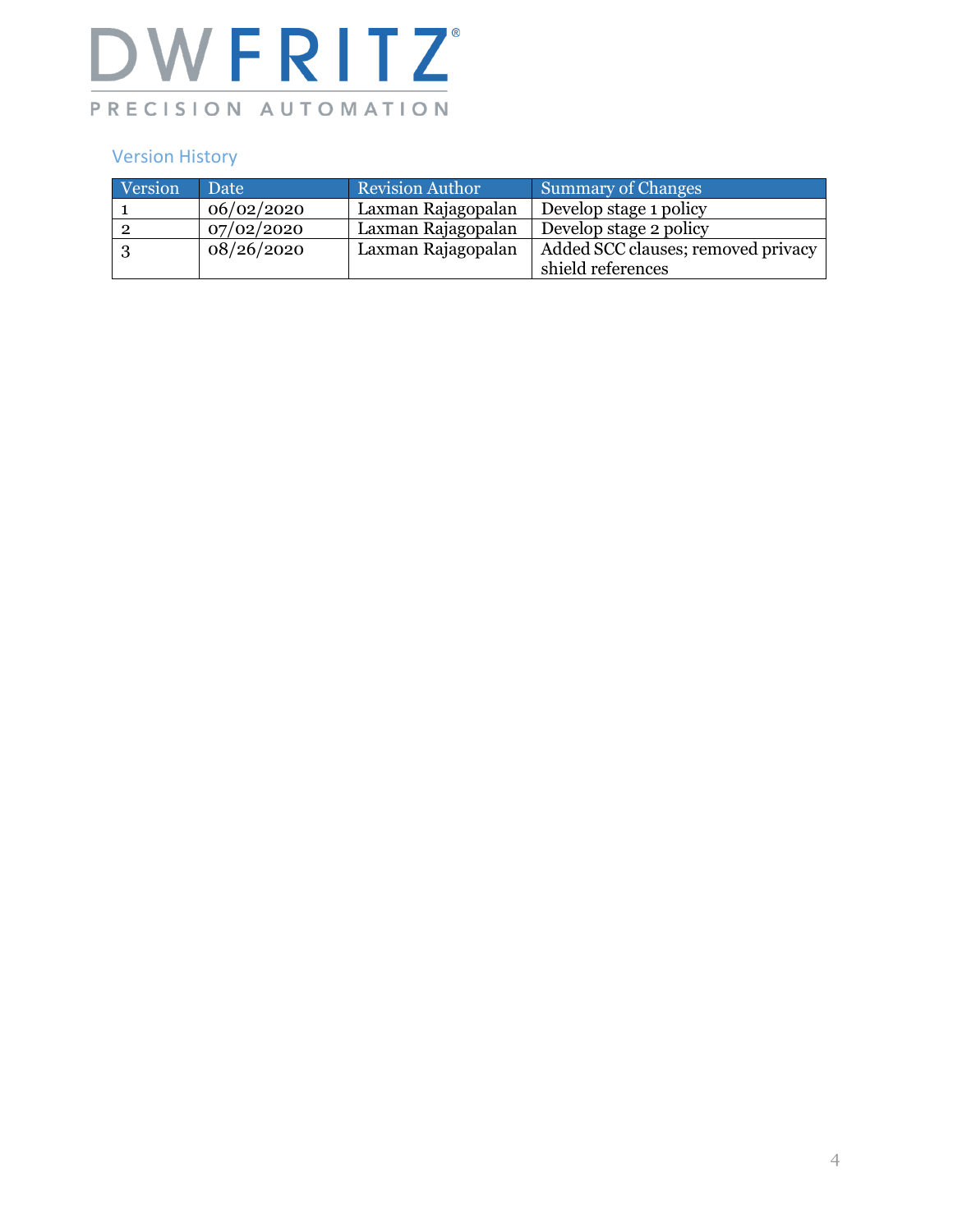## Version History

| Version | Date | Revision Author | Summary of Changes |
|---|---|---|---|
| 1 | 06/02/2020 | Laxman Rajagopalan | Develop stage 1 policy |
| 2 | 07/02/2020 | Laxman Rajagopalan | Develop stage 2 policy |
| 3 | 08/26/2020 | Laxman Rajagopalan | Added SCC clauses; removed privacy shield references |